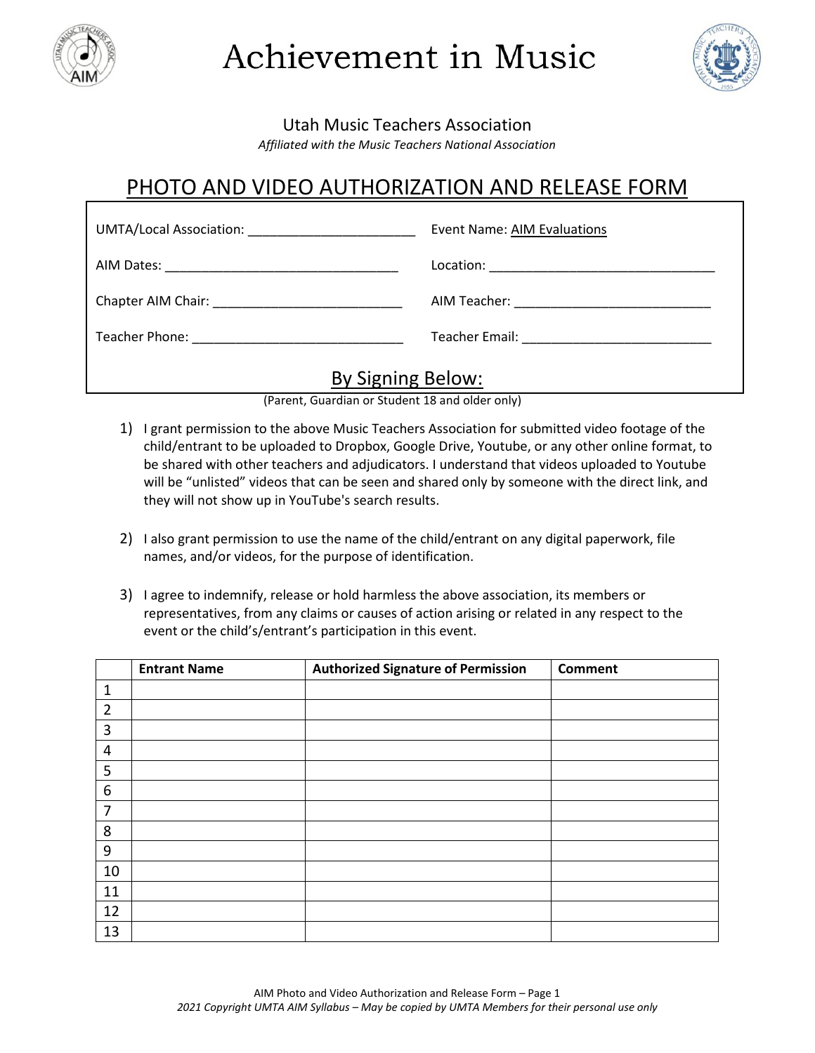# Achievement in Music

Utah Music Teachers Association

*Affiliated with the Music Teachers National Association*

## PHOTO AND VIDEO AUTHORIZATION AND RELEASE FORM

UMTA/Local Association: ________________________ Event Name: AIM Evaluations

AIM Dates: _________________________________ Location: ________________________________

Chapter AIM Chair: ___________________________ AIM Teacher: ____________________________

Teacher Phone: ______________________________ Teacher Email: __________________________

### By Signing Below:

(Parent, Guardian or Student 18 and older only)

1) I grant permission to the above Music Teachers Association for submitted video footage of the child/entrant to be uploaded to Dropbox, Google Drive, Youtube, or any other online format, to be shared with other teachers and adjudicators. I understand that videos uploaded to Youtube will be "unlisted" videos that can be seen and shared only by someone with the direct link, and they will not show up in YouTube's search results.

2) I also grant permission to use the name of the child/entrant on any digital paperwork, file names, and/or videos, for the purpose of identification.

3) I agree to indemnify, release or hold harmless the above association, its members or representatives, from any claims or causes of action arising or related in any respect to the event or the child's/entrant's participation in this event.

| | **Entrant Name** | **Authorized Signature of Permission** | **Comment** |
|---|---|---|---|
| 1 | | | |
| 2 | | | |
| 3 | | | |
| 4 | | | |
| 5 | | | |
| 6 | | | |
| 7 | | | |
| 8 | | | |
| 9 | | | |
| 10 | | | |
| 11 | | | |
| 12 | | | |
| 13 | | | |

AIM Photo and Video Authorization and Release Form – Page 1

*2021 Copyright UMTA AIM Syllabus – May be copied by UMTA Members for their personal use only*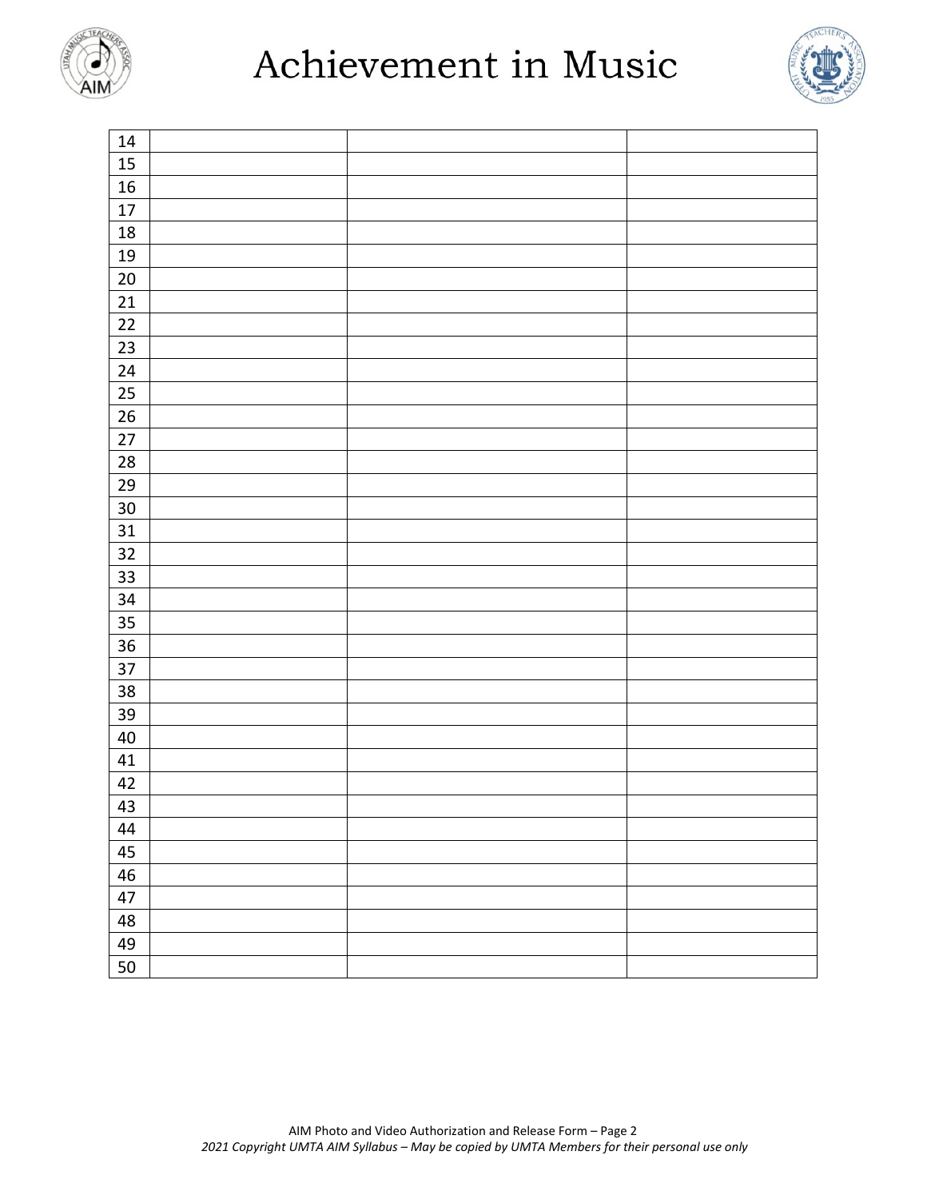# Achievement in Music

| | | | |
|---|---|---|---|
| 14 | | | |
| 15 | | | |
| 16 | | | |
| 17 | | | |
| 18 | | | |
| 19 | | | |
| 20 | | | |
| 21 | | | |
| 22 | | | |
| 23 | | | |
| 24 | | | |
| 25 | | | |
| 26 | | | |
| 27 | | | |
| 28 | | | |
| 29 | | | |
| 30 | | | |
| 31 | | | |
| 32 | | | |
| 33 | | | |
| 34 | | | |
| 35 | | | |
| 36 | | | |
| 37 | | | |
| 38 | | | |
| 39 | | | |
| 40 | | | |
| 41 | | | |
| 42 | | | |
| 43 | | | |
| 44 | | | |
| 45 | | | |
| 46 | | | |
| 47 | | | |
| 48 | | | |
| 49 | | | |
| 50 | | | |